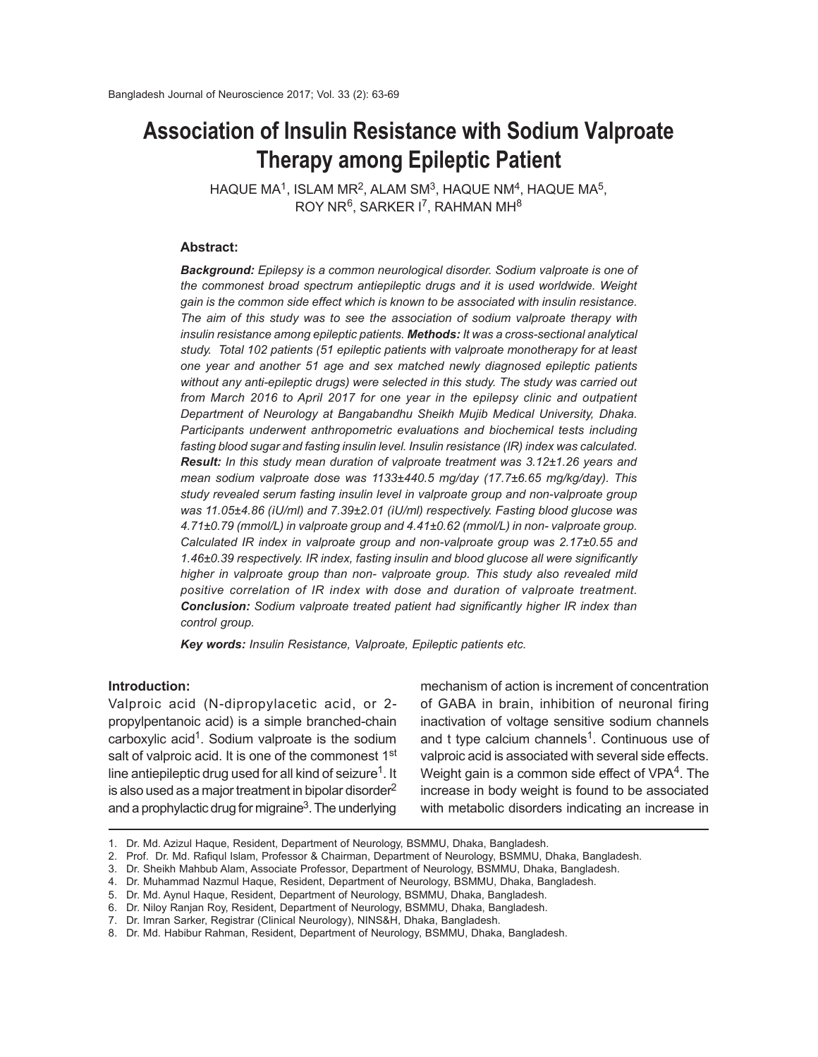# Association of Insulin Resistance with Sodium Valproate Therapy among Epileptic Patient

HAQUE MA[1], ISLAM MR[2], ALAM SM[3], HAQUE NM[4], HAQUE MA[5], ROY NR[6], SARKER I[7], RAHMAN MH[8]

### Abstract:

***Background:*** *Epilepsy is a common neurological disorder. Sodium valproate is one of the commonest broad spectrum antiepileptic drugs and it is used worldwide. Weight gain is the common side effect which is known to be associated with insulin resistance. The aim of this study was to see the association of sodium valproate therapy with insulin resistance among epileptic patients.* ***Methods:*** *It was a cross-sectional analytical study. Total 102 patients (51 epileptic patients with valproate monotherapy for at least one year and another 51 age and sex matched newly diagnosed epileptic patients without any anti-epileptic drugs) were selected in this study. The study was carried out from March 2016 to April 2017 for one year in the epilepsy clinic and outpatient Department of Neurology at Bangabandhu Sheikh Mujib Medical University, Dhaka. Participants underwent anthropometric evaluations and biochemical tests including fasting blood sugar and fasting insulin level. Insulin resistance (IR) index was calculated.* ***Result:*** *In this study mean duration of valproate treatment was 3.12±1.26 years and mean sodium valproate dose was 1133±440.5 mg/day (17.7±6.65 mg/kg/day). This study revealed serum fasting insulin level in valproate group and non-valproate group was 11.05±4.86 (iU/ml) and 7.39±2.01 (iU/ml) respectively. Fasting blood glucose was 4.71±0.79 (mmol/L) in valproate group and 4.41±0.62 (mmol/L) in non- valproate group. Calculated IR index in valproate group and non-valproate group was 2.17±0.55 and 1.46±0.39 respectively. IR index, fasting insulin and blood glucose all were significantly higher in valproate group than non- valproate group. This study also revealed mild positive correlation of IR index with dose and duration of valproate treatment.* ***Conclusion:*** *Sodium valproate treated patient had significantly higher IR index than control group.*

***Key words:*** *Insulin Resistance, Valproate, Epileptic patients etc.*

### Introduction:

Valproic acid (N-dipropylacetic acid, or 2-propylpentanoic acid) is a simple branched-chain carboxylic acid[1]. Sodium valproate is the sodium salt of valproic acid. It is one of the commonest 1st line antiepileptic drug used for all kind of seizure[1]. It is also used as a major treatment in bipolar disorder[2] and a prophylactic drug for migraine[3]. The underlying mechanism of action is increment of concentration of GABA in brain, inhibition of neuronal firing inactivation of voltage sensitive sodium channels and t type calcium channels[1]. Continuous use of valproic acid is associated with several side effects. Weight gain is a common side effect of VPA[4]. The increase in body weight is found to be associated with metabolic disorders indicating an increase in

1. Dr. Md. Azizul Haque, Resident, Department of Neurology, BSMMU, Dhaka, Bangladesh.
2. Prof. Dr. Md. Rafiqul Islam, Professor & Chairman, Department of Neurology, BSMMU, Dhaka, Bangladesh.
3. Dr. Sheikh Mahbub Alam, Associate Professor, Department of Neurology, BSMMU, Dhaka, Bangladesh.
4. Dr. Muhammad Nazmul Haque, Resident, Department of Neurology, BSMMU, Dhaka, Bangladesh.
5. Dr. Md. Aynul Haque, Resident, Department of Neurology, BSMMU, Dhaka, Bangladesh.
6. Dr. Niloy Ranjan Roy, Resident, Department of Neurology, BSMMU, Dhaka, Bangladesh.
7. Dr. Imran Sarker, Registrar (Clinical Neurology), NINS&H, Dhaka, Bangladesh.
8. Dr. Md. Habibur Rahman, Resident, Department of Neurology, BSMMU, Dhaka, Bangladesh.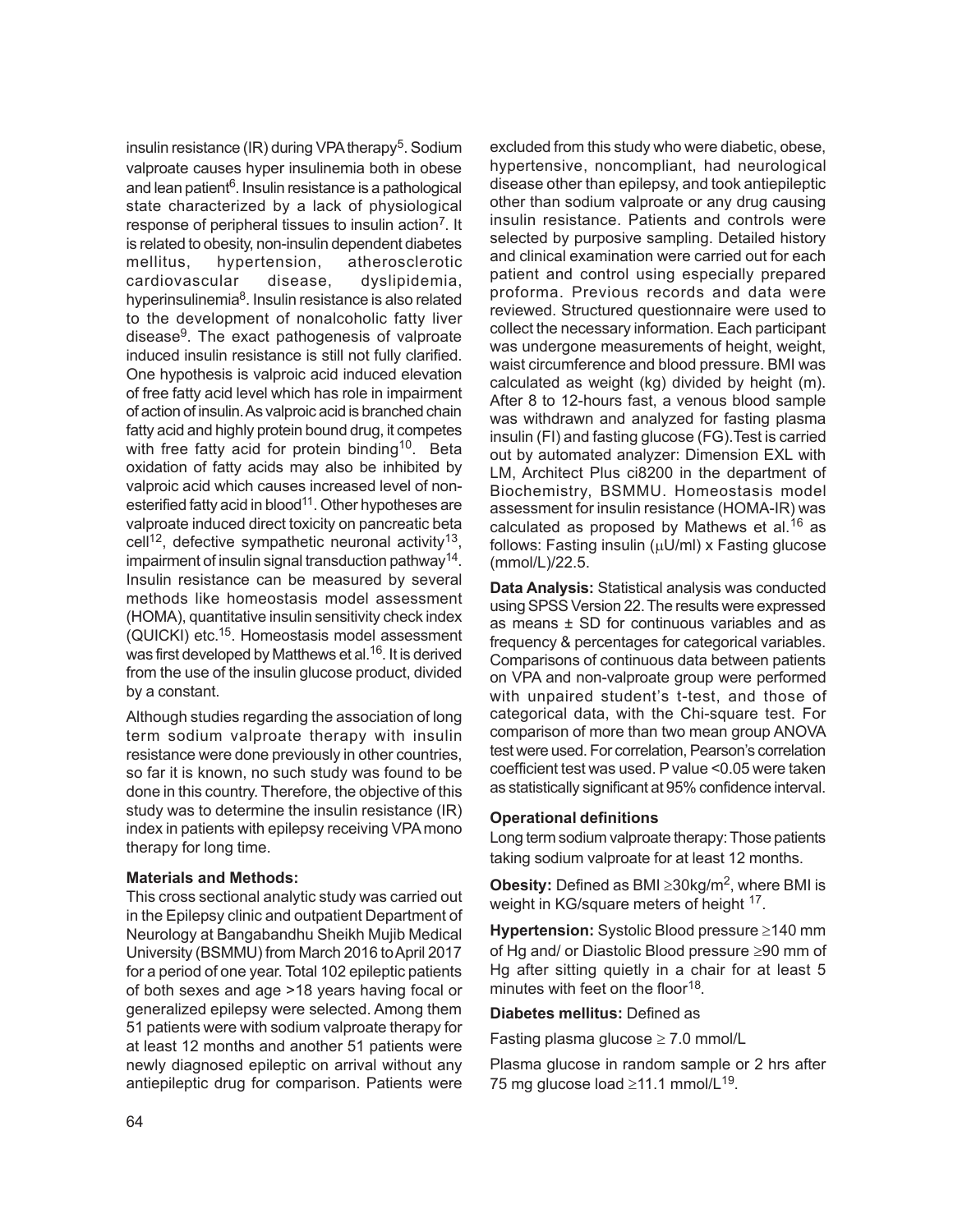insulin resistance (IR) during VPA therapy[5]. Sodium valproate causes hyper insulinemia both in obese and lean patient[6]. Insulin resistance is a pathological state characterized by a lack of physiological response of peripheral tissues to insulin action[7]. It is related to obesity, non-insulin dependent diabetes mellitus, hypertension, atherosclerotic cardiovascular disease, dyslipidemia, hyperinsulinemia[8]. Insulin resistance is also related to the development of nonalcoholic fatty liver disease[9]. The exact pathogenesis of valproate induced insulin resistance is still not fully clarified. One hypothesis is valproic acid induced elevation of free fatty acid level which has role in impairment of action of insulin. As valproic acid is branched chain fatty acid and highly protein bound drug, it competes with free fatty acid for protein binding[10]. Beta oxidation of fatty acids may also be inhibited by valproic acid which causes increased level of non-esterified fatty acid in blood[11]. Other hypotheses are valproate induced direct toxicity on pancreatic beta cell[12], defective sympathetic neuronal activity[13], impairment of insulin signal transduction pathway[14]. Insulin resistance can be measured by several methods like homeostasis model assessment (HOMA), quantitative insulin sensitivity check index (QUICKI) etc.[15]. Homeostasis model assessment was first developed by Matthews et al.[16]. It is derived from the use of the insulin glucose product, divided by a constant.

Although studies regarding the association of long term sodium valproate therapy with insulin resistance were done previously in other countries, so far it is known, no such study was found to be done in this country. Therefore, the objective of this study was to determine the insulin resistance (IR) index in patients with epilepsy receiving VPA mono therapy for long time.

**Materials and Methods:**

This cross sectional analytic study was carried out in the Epilepsy clinic and outpatient Department of Neurology at Bangabandhu Sheikh Mujib Medical University (BSMMU) from March 2016 to April 2017 for a period of one year. Total 102 epileptic patients of both sexes and age >18 years having focal or generalized epilepsy were selected. Among them 51 patients were with sodium valproate therapy for at least 12 months and another 51 patients were newly diagnosed epileptic on arrival without any antiepileptic drug for comparison. Patients were excluded from this study who were diabetic, obese, hypertensive, noncompliant, had neurological disease other than epilepsy, and took antiepileptic other than sodium valproate or any drug causing insulin resistance. Patients and controls were selected by purposive sampling. Detailed history and clinical examination were carried out for each patient and control using especially prepared proforma. Previous records and data were reviewed. Structured questionnaire were used to collect the necessary information. Each participant was undergone measurements of height, weight, waist circumference and blood pressure. BMI was calculated as weight (kg) divided by height (m). After 8 to 12-hours fast, a venous blood sample was withdrawn and analyzed for fasting plasma insulin (FI) and fasting glucose (FG). Test is carried out by automated analyzer: Dimension EXL with LM, Architect Plus ci8200 in the department of Biochemistry, BSMMU. Homeostasis model assessment for insulin resistance (HOMA-IR) was calculated as proposed by Mathews et al.[16] as follows: Fasting insulin (μU/ml) x Fasting glucose (mmol/L)/22.5.

**Data Analysis:** Statistical analysis was conducted using SPSS Version 22. The results were expressed as means ± SD for continuous variables and as frequency & percentages for categorical variables. Comparisons of continuous data between patients on VPA and non-valproate group were performed with unpaired student's t-test, and those of categorical data, with the Chi-square test. For comparison of more than two mean group ANOVA test were used. For correlation, Pearson's correlation coefficient test was used. P value <0.05 were taken as statistically significant at 95% confidence interval.

**Operational definitions**

Long term sodium valproate therapy: Those patients taking sodium valproate for at least 12 months.

**Obesity:** Defined as BMI ≥30kg/m$^2$, where BMI is weight in KG/square meters of height [17].

**Hypertension:** Systolic Blood pressure ≥140 mm of Hg and/ or Diastolic Blood pressure ≥90 mm of Hg after sitting quietly in a chair for at least 5 minutes with feet on the floor[18].

**Diabetes mellitus:** Defined as

Fasting plasma glucose ≥ 7.0 mmol/L

Plasma glucose in random sample or 2 hrs after 75 mg glucose load ≥11.1 mmol/L[19].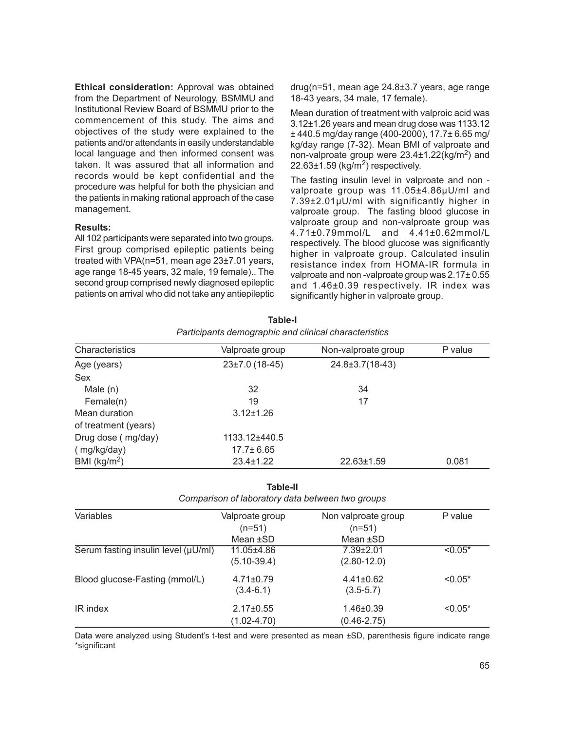**Ethical consideration:** Approval was obtained from the Department of Neurology, BSMMU and Institutional Review Board of BSMMU prior to the commencement of this study. The aims and objectives of the study were explained to the patients and/or attendants in easily understandable local language and then informed consent was taken. It was assured that all information and records would be kept confidential and the procedure was helpful for both the physician and the patients in making rational approach of the case management.

**Results:**

All 102 participants were separated into two groups. First group comprised epileptic patients being treated with VPA(n=51, mean age 23±7.01 years, age range 18-45 years, 32 male, 19 female).. The second group comprised newly diagnosed epileptic patients on arrival who did not take any antiepileptic drug(n=51, mean age 24.8±3.7 years, age range 18-43 years, 34 male, 17 female).

Mean duration of treatment with valproic acid was 3.12±1.26 years and mean drug dose was 1133.12 ± 440.5 mg/day range (400-2000), 17.7± 6.65 mg/kg/day range (7-32). Mean BMI of valproate and non-valproate group were 23.4±1.22(kg/m$^2$) and 22.63±1.59 (kg/m$^2$) respectively.

The fasting insulin level in valproate and non - valproate group was 11.05±4.86μU/ml and 7.39±2.01μU/ml with significantly higher in valproate group. The fasting blood glucose in valproate group and non-valproate group was 4.71±0.79mmol/L and 4.41±0.62mmol/L respectively. The blood glucose was significantly higher in valproate group. Calculated insulin resistance index from HOMA-IR formula in valproate and non -valproate group was 2.17± 0.55 and 1.46±0.39 respectively. IR index was significantly higher in valproate group.

**Table-I**

*Participants demographic and clinical characteristics*

| Characteristics | Valproate group | Non-valproate group | P value |
|---|---|---|---|
| Age (years) | 23±7.0 (18-45) | 24.8±3.7(18-43) | |
| Sex | | | |
| Male (n) | 32 | 34 | |
| Female(n) | 19 | 17 | |
| Mean duration of treatment (years) | 3.12±1.26 | | |
| Drug dose ( mg/day) | 1133.12±440.5 | | |
| ( mg/kg/day) | 17.7± 6.65 | | |
| BMI (kg/m$^2$) | 23.4±1.22 | 22.63±1.59 | 0.081 |

**Table-II**

*Comparison of laboratory data between two groups*

| Variables | Valproate group (n=51) Mean ±SD | Non valproate group (n=51) Mean ±SD | P value |
|---|---|---|---|
| Serum fasting insulin level (μU/ml) | 11.05±4.86 (5.10-39.4) | 7.39±2.01 (2.80-12.0) | <0.05* |
| Blood glucose-Fasting (mmol/L) | 4.71±0.79 (3.4-6.1) | 4.41±0.62 (3.5-5.7) | <0.05* |
| IR index | 2.17±0.55 (1.02-4.70) | 1.46±0.39 (0.46-2.75) | <0.05* |

Data were analyzed using Student's t-test and were presented as mean ±SD, parenthesis figure indicate range
*significant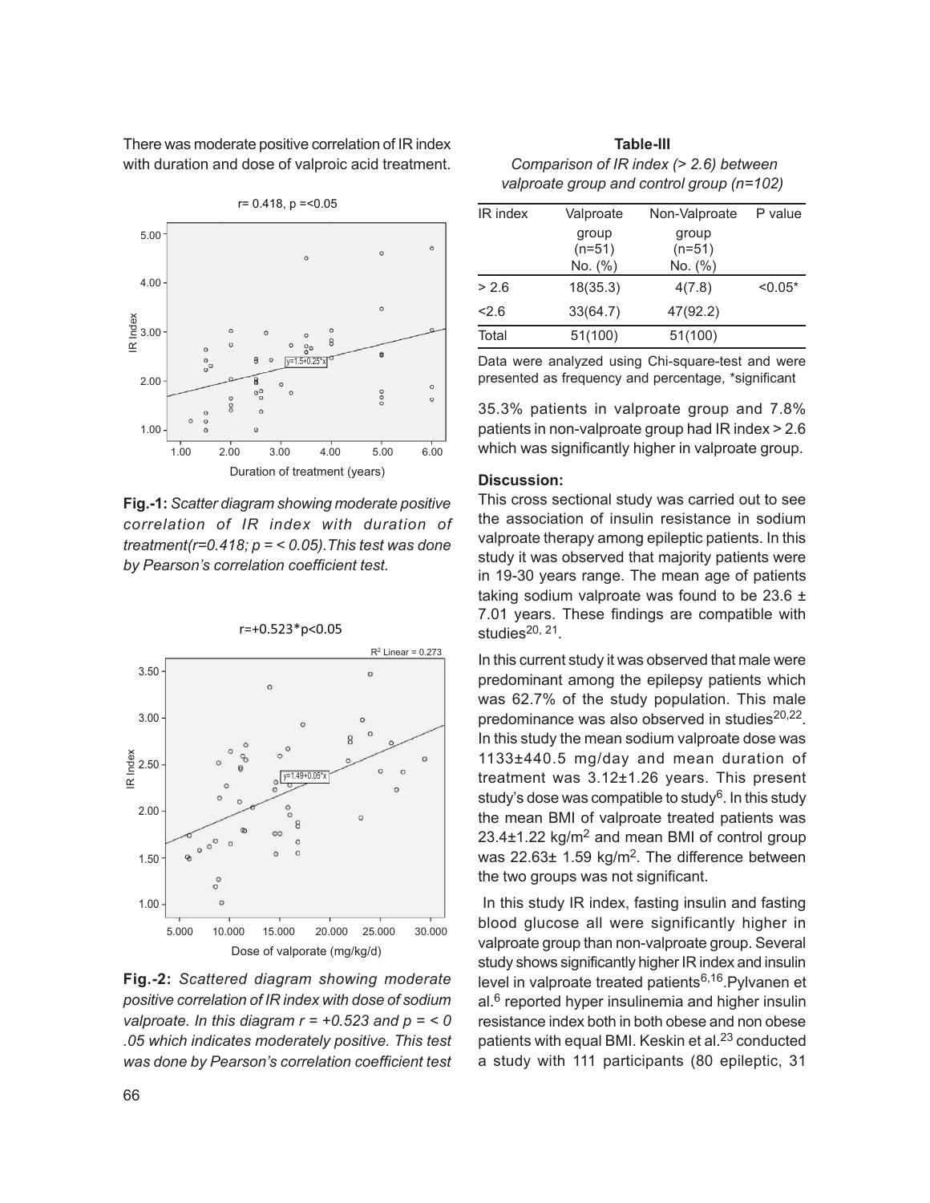There was moderate positive correlation of IR index with duration and dose of valproic acid treatment.

r= 0.418, p =<0.05

IR Index

5.00
4.00
3.00
2.00
1.00

y=1.5+0.25*x

1.00 2.00 3.00 4.00 5.00 6.00

Duration of treatment (years)

**Fig.-1:** *Scatter diagram showing moderate positive correlation of IR index with duration of treatment(r=0.418; p = < 0.05).This test was done by Pearson's correlation coefficient test.*

r=+0.523*p<0.05

$R^2$ Linear = 0.273

IR Index

3.50
3.00
2.50
2.00
1.50
1.00

y=1.49+0.05*x

5.000 10.000 15.000 20.000 25.000 30.000

Dose of valporate (mg/kg/d)

**Fig.-2:** *Scattered diagram showing moderate positive correlation of IR index with dose of sodium valproate. In this diagram r = +0.523 and p = < 0 .05 which indicates moderately positive. This test was done by Pearson's correlation coefficient test*

**Table-III**

*Comparison of IR index (> 2.6) between valproate group and control group (n=102)*

| IR index | Valproate group (n=51) No. (%) | Non-Valproate group (n=51) No. (%) | P value |
|---|---|---|---|
| > 2.6 | 18(35.3) | 4(7.8) | <0.05* |
| <2.6 | 33(64.7) | 47(92.2) | |
| Total | 51(100) | 51(100) | |

Data were analyzed using Chi-square-test and were presented as frequency and percentage, *significant

35.3% patients in valproate group and 7.8% patients in non-valproate group had IR index > 2.6 which was significantly higher in valproate group.

### Discussion:

This cross sectional study was carried out to see the association of insulin resistance in sodium valproate therapy among epileptic patients. In this study it was observed that majority patients were in 19-30 years range. The mean age of patients taking sodium valproate was found to be 23.6 ± 7.01 years. These findings are compatible with studies[20, 21].

In this current study it was observed that male were predominant among the epilepsy patients which was 62.7% of the study population. This male predominance was also observed in studies[20,22]. In this study the mean sodium valproate dose was 1133±440.5 mg/day and mean duration of treatment was 3.12±1.26 years. This present study's dose was compatible to study[6]. In this study the mean BMI of valproate treated patients was 23.4±1.22 kg/$m^2$ and mean BMI of control group was 22.63± 1.59 kg/$m^2$. The difference between the two groups was not significant.

In this study IR index, fasting insulin and fasting blood glucose all were significantly higher in valproate group than non-valproate group. Several study shows significantly higher IR index and insulin level in valproate treated patients[6,16].Pylvanen et al.[6] reported hyper insulinemia and higher insulin resistance index both in both obese and non obese patients with equal BMI. Keskin et al.[23] conducted a study with 111 participants (80 epileptic, 31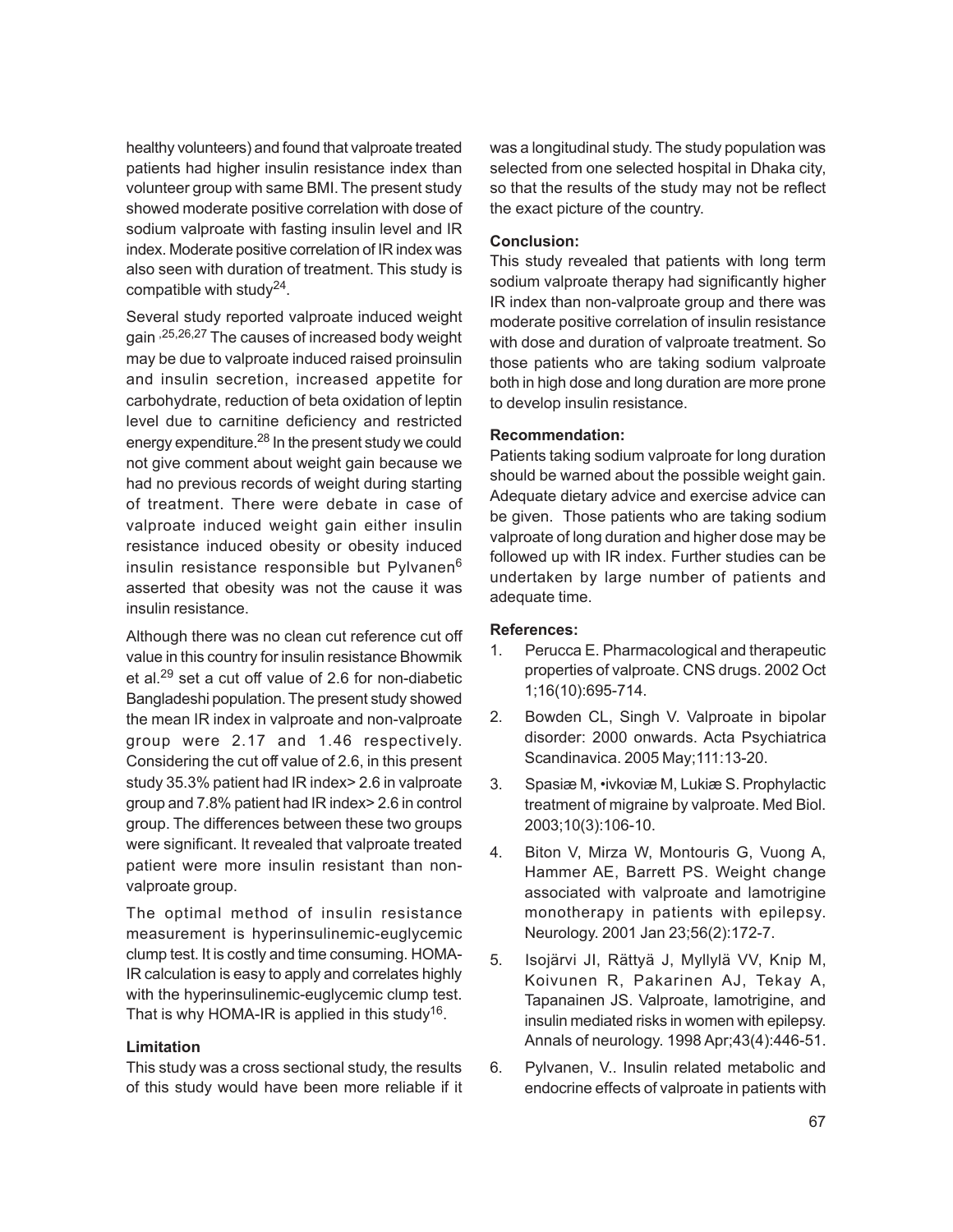healthy volunteers) and found that valproate treated patients had higher insulin resistance index than volunteer group with same BMI. The present study showed moderate positive correlation with dose of sodium valproate with fasting insulin level and IR index. Moderate positive correlation of IR index was also seen with duration of treatment. This study is compatible with study[24].

Several study reported valproate induced weight gain [,25,26,27] The causes of increased body weight may be due to valproate induced raised proinsulin and insulin secretion, increased appetite for carbohydrate, reduction of beta oxidation of leptin level due to carnitine deficiency and restricted energy expenditure.[28] In the present study we could not give comment about weight gain because we had no previous records of weight during starting of treatment. There were debate in case of valproate induced weight gain either insulin resistance induced obesity or obesity induced insulin resistance responsible but Pylvanen[6] asserted that obesity was not the cause it was insulin resistance.

Although there was no clean cut reference cut off value in this country for insulin resistance Bhowmik et al.[29] set a cut off value of 2.6 for non-diabetic Bangladeshi population. The present study showed the mean IR index in valproate and non-valproate group were 2.17 and 1.46 respectively. Considering the cut off value of 2.6, in this present study 35.3% patient had IR index> 2.6 in valproate group and 7.8% patient had IR index> 2.6 in control group. The differences between these two groups were significant. It revealed that valproate treated patient were more insulin resistant than non-valproate group.

The optimal method of insulin resistance measurement is hyperinsulinemic-euglycemic clump test. It is costly and time consuming. HOMA-IR calculation is easy to apply and correlates highly with the hyperinsulinemic-euglycemic clump test. That is why HOMA-IR is applied in this study[16].

**Limitation**

This study was a cross sectional study, the results of this study would have been more reliable if it was a longitudinal study. The study population was selected from one selected hospital in Dhaka city, so that the results of the study may not be reflect the exact picture of the country.

**Conclusion:**

This study revealed that patients with long term sodium valproate therapy had significantly higher IR index than non-valproate group and there was moderate positive correlation of insulin resistance with dose and duration of valproate treatment. So those patients who are taking sodium valproate both in high dose and long duration are more prone to develop insulin resistance.

**Recommendation:**

Patients taking sodium valproate for long duration should be warned about the possible weight gain. Adequate dietary advice and exercise advice can be given. Those patients who are taking sodium valproate of long duration and higher dose may be followed up with IR index. Further studies can be undertaken by large number of patients and adequate time.

**References:**

1. Perucca E. Pharmacological and therapeutic properties of valproate. CNS drugs. 2002 Oct 1;16(10):695-714.
2. Bowden CL, Singh V. Valproate in bipolar disorder: 2000 onwards. Acta Psychiatrica Scandinavica. 2005 May;111:13-20.
3. Spasiæ M, •ivkoviæ M, Lukiæ S. Prophylactic treatment of migraine by valproate. Med Biol. 2003;10(3):106-10.
4. Biton V, Mirza W, Montouris G, Vuong A, Hammer AE, Barrett PS. Weight change associated with valproate and lamotrigine monotherapy in patients with epilepsy. Neurology. 2001 Jan 23;56(2):172-7.
5. Isojärvi JI, Rättyä J, Myllylä VV, Knip M, Koivunen R, Pakarinen AJ, Tekay A, Tapanainen JS. Valproate, lamotrigine, and insulin mediated risks in women with epilepsy. Annals of neurology. 1998 Apr;43(4):446-51.
6. Pylvanen, V.. Insulin related metabolic and endocrine effects of valproate in patients with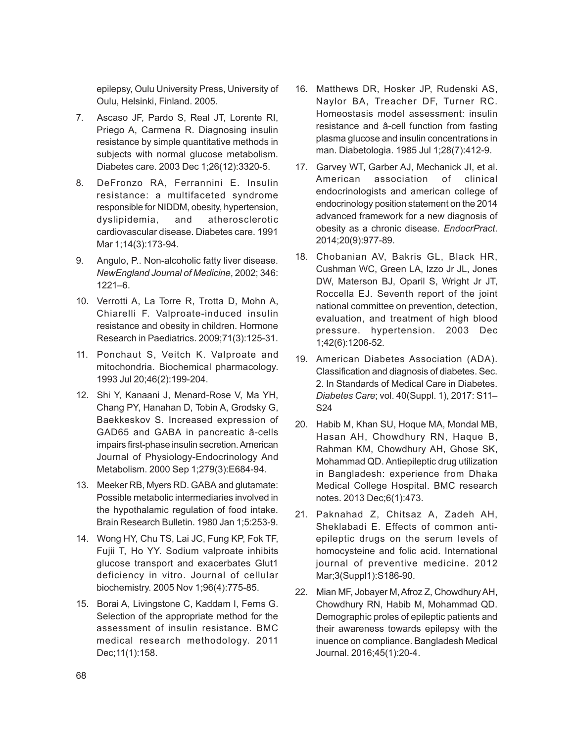epilepsy, Oulu University Press, University of Oulu, Helsinki, Finland. 2005.

7. Ascaso JF, Pardo S, Real JT, Lorente RI, Priego A, Carmena R. Diagnosing insulin resistance by simple quantitative methods in subjects with normal glucose metabolism. Diabetes care. 2003 Dec 1;26(12):3320-5.

8. DeFronzo RA, Ferrannini E. Insulin resistance: a multifaceted syndrome responsible for NIDDM, obesity, hypertension, dyslipidemia, and atherosclerotic cardiovascular disease. Diabetes care. 1991 Mar 1;14(3):173-94.

9. Angulo, P.. Non-alcoholic fatty liver disease. *NewEngland Journal of Medicine*, 2002; 346: 1221–6.

10. Verrotti A, La Torre R, Trotta D, Mohn A, Chiarelli F. Valproate-induced insulin resistance and obesity in children. Hormone Research in Paediatrics. 2009;71(3):125-31.

11. Ponchaut S, Veitch K. Valproate and mitochondria. Biochemical pharmacology. 1993 Jul 20;46(2):199-204.

12. Shi Y, Kanaani J, Menard-Rose V, Ma YH, Chang PY, Hanahan D, Tobin A, Grodsky G, Baekkeskov S. Increased expression of GAD65 and GABA in pancreatic â-cells impairs first-phase insulin secretion. American Journal of Physiology-Endocrinology And Metabolism. 2000 Sep 1;279(3):E684-94.

13. Meeker RB, Myers RD. GABA and glutamate: Possible metabolic intermediaries involved in the hypothalamic regulation of food intake. Brain Research Bulletin. 1980 Jan 1;5:253-9.

14. Wong HY, Chu TS, Lai JC, Fung KP, Fok TF, Fujii T, Ho YY. Sodium valproate inhibits glucose transport and exacerbates Glut1 deficiency in vitro. Journal of cellular biochemistry. 2005 Nov 1;96(4):775-85.

15. Borai A, Livingstone C, Kaddam I, Ferns G. Selection of the appropriate method for the assessment of insulin resistance. BMC medical research methodology. 2011 Dec;11(1):158.

16. Matthews DR, Hosker JP, Rudenski AS, Naylor BA, Treacher DF, Turner RC. Homeostasis model assessment: insulin resistance and â-cell function from fasting plasma glucose and insulin concentrations in man. Diabetologia. 1985 Jul 1;28(7):412-9.

17. Garvey WT, Garber AJ, Mechanick JI, et al. American association of clinical endocrinologists and american college of endocrinology position statement on the 2014 advanced framework for a new diagnosis of obesity as a chronic disease. *EndocrPract*. 2014;20(9):977-89.

18. Chobanian AV, Bakris GL, Black HR, Cushman WC, Green LA, Izzo Jr JL, Jones DW, Materson BJ, Oparil S, Wright Jr JT, Roccella EJ. Seventh report of the joint national committee on prevention, detection, evaluation, and treatment of high blood pressure. hypertension. 2003 Dec 1;42(6):1206-52.

19. American Diabetes Association (ADA). Classification and diagnosis of diabetes. Sec. 2. In Standards of Medical Care in Diabetes. *Diabetes Care*; vol. 40(Suppl. 1), 2017: S11–S24

20. Habib M, Khan SU, Hoque MA, Mondal MB, Hasan AH, Chowdhury RN, Haque B, Rahman KM, Chowdhury AH, Ghose SK, Mohammad QD. Antiepileptic drug utilization in Bangladesh: experience from Dhaka Medical College Hospital. BMC research notes. 2013 Dec;6(1):473.

21. Paknahad Z, Chitsaz A, Zadeh AH, Sheklabadi E. Effects of common anti-epileptic drugs on the serum levels of homocysteine and folic acid. International journal of preventive medicine. 2012 Mar;3(Suppl1):S186-90.

22. Mian MF, Jobayer M, Afroz Z, Chowdhury AH, Chowdhury RN, Habib M, Mohammad QD. Demographic proles of epileptic patients and their awareness towards epilepsy with the inuence on compliance. Bangladesh Medical Journal. 2016;45(1):20-4.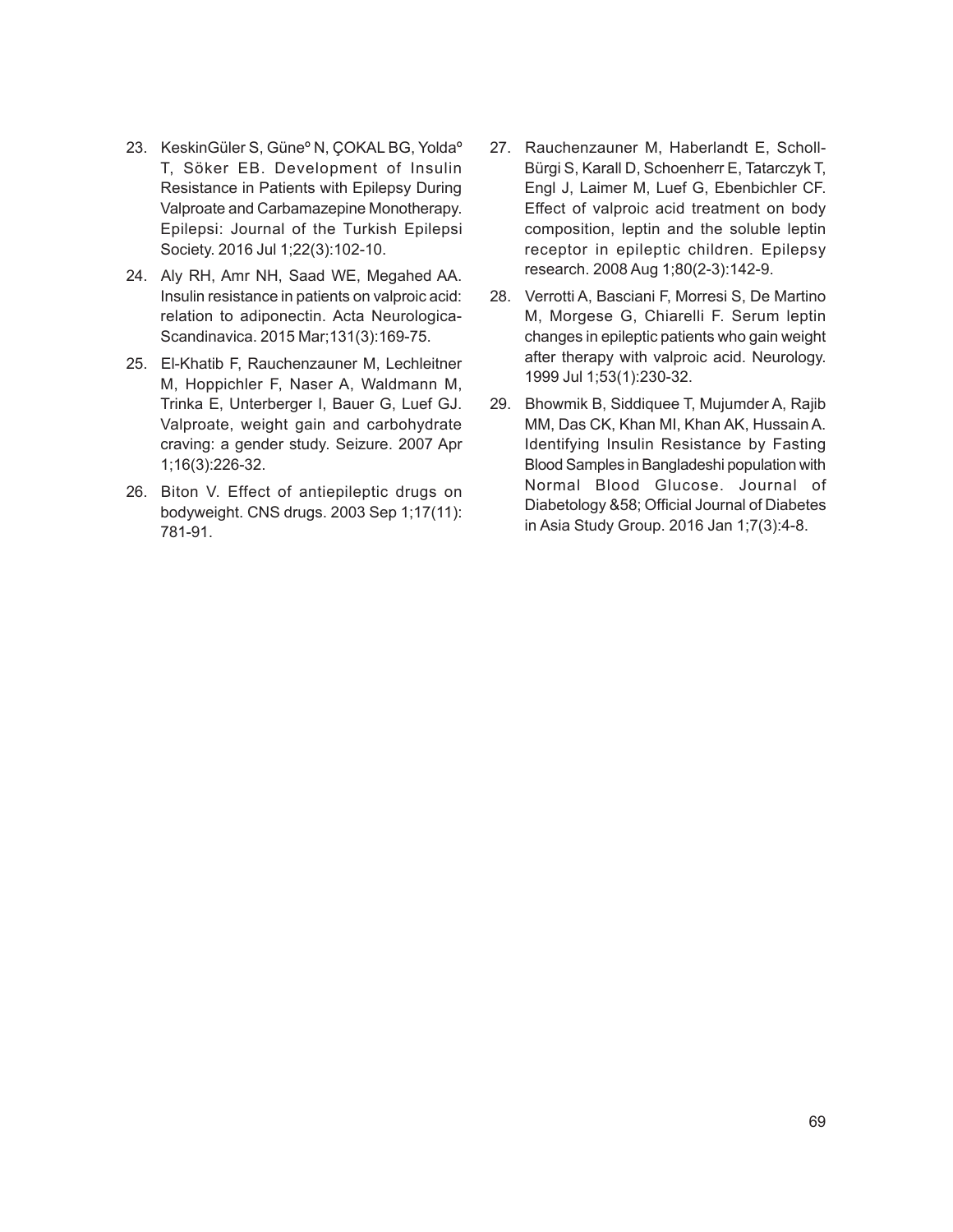23. KeskinGüler S, Güneº N, ÇOKAL BG, Yoldaº T, Söker EB. Development of Insulin Resistance in Patients with Epilepsy During Valproate and Carbamazepine Monotherapy. Epilepsi: Journal of the Turkish Epilepsi Society. 2016 Jul 1;22(3):102-10.

24. Aly RH, Amr NH, Saad WE, Megahed AA. Insulin resistance in patients on valproic acid: relation to adiponectin. Acta Neurologica-Scandinavica. 2015 Mar;131(3):169-75.

25. El-Khatib F, Rauchenzauner M, Lechleitner M, Hoppichler F, Naser A, Waldmann M, Trinka E, Unterberger I, Bauer G, Luef GJ. Valproate, weight gain and carbohydrate craving: a gender study. Seizure. 2007 Apr 1;16(3):226-32.

26. Biton V. Effect of antiepileptic drugs on bodyweight. CNS drugs. 2003 Sep 1;17(11): 781-91.

27. Rauchenzauner M, Haberlandt E, Scholl-Bürgi S, Karall D, Schoenherr E, Tatarczyk T, Engl J, Laimer M, Luef G, Ebenbichler CF. Effect of valproic acid treatment on body composition, leptin and the soluble leptin receptor in epileptic children. Epilepsy research. 2008 Aug 1;80(2-3):142-9.

28. Verrotti A, Basciani F, Morresi S, De Martino M, Morgese G, Chiarelli F. Serum leptin changes in epileptic patients who gain weight after therapy with valproic acid. Neurology. 1999 Jul 1;53(1):230-32.

29. Bhowmik B, Siddiquee T, Mujumder A, Rajib MM, Das CK, Khan MI, Khan AK, Hussain A. Identifying Insulin Resistance by Fasting Blood Samples in Bangladeshi population with Normal Blood Glucose. Journal of Diabetology &58; Official Journal of Diabetes in Asia Study Group. 2016 Jan 1;7(3):4-8.